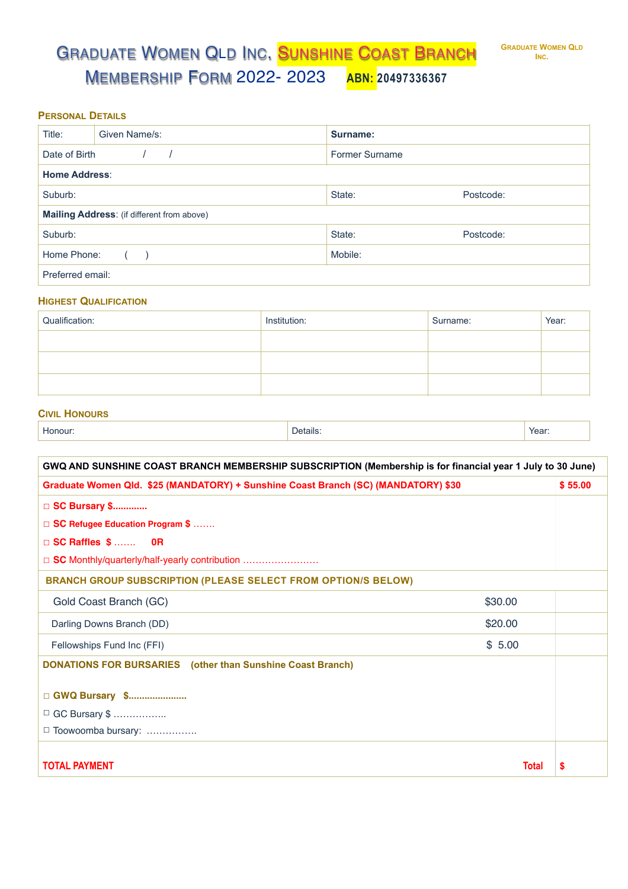# Graduate Women Qld Inc. Sunshine Coast Branch Membership Form 2022- 2023

**ABN: 20497336367**

Graduate Women Qld Inc.

## Personal Details

| Title: | Given Name/s: | **Surname:** | |
|---|---|---|---|
| Date of Birth / / | | Former Surname | |
| **Home Address**: | | | |
| Suburb: | | State: | Postcode: |
| **Mailing Address**: (if different from above) | | | |
| Suburb: | | State: | Postcode: |
| Home Phone: ( ) | | Mobile: | |
| Preferred email: | | | |

## Highest Qualification

| Qualification: | Institution: | Surname: | Year: |
|---|---|---|---|
| | | | |
| | | | |
| | | | |

## Civil Honours

| Honour: | Details: | Year: |
|---|---|---|
| | | |

| **GWQ AND SUNSHINE COAST BRANCH MEMBERSHIP SUBSCRIPTION (Membership is for financial year 1 July to 30 June)** | | |
|---|---|---|
| **Graduate Women Qld. $25 (MANDATORY) + Sunshine Coast Branch (SC) (MANDATORY) $30** | | **$ 55.00** |
| □ **SC Bursary $............**<br>□ **SC Refugee Education Program $** .......<br>□ **SC Raffles $** ....... **0R**<br>□ **SC** Monthly/quarterly/half-yearly contribution ........................ | | |
| **BRANCH GROUP SUBSCRIPTION (PLEASE SELECT FROM OPTION/S BELOW)** | | |
| Gold Coast Branch (GC) | $30.00 | |
| Darling Downs Branch (DD) | $20.00 | |
| Fellowships Fund Inc (FFI) | $ 5.00 | |
| **DONATIONS FOR BURSARIES (other than Sunshine Coast Branch)**<br><br>□ **GWQ Bursary $......................**<br>□ GC Bursary $ ................<br>□ Toowoomba bursary: ................ | | |
| **TOTAL PAYMENT** | **Total** | **$** |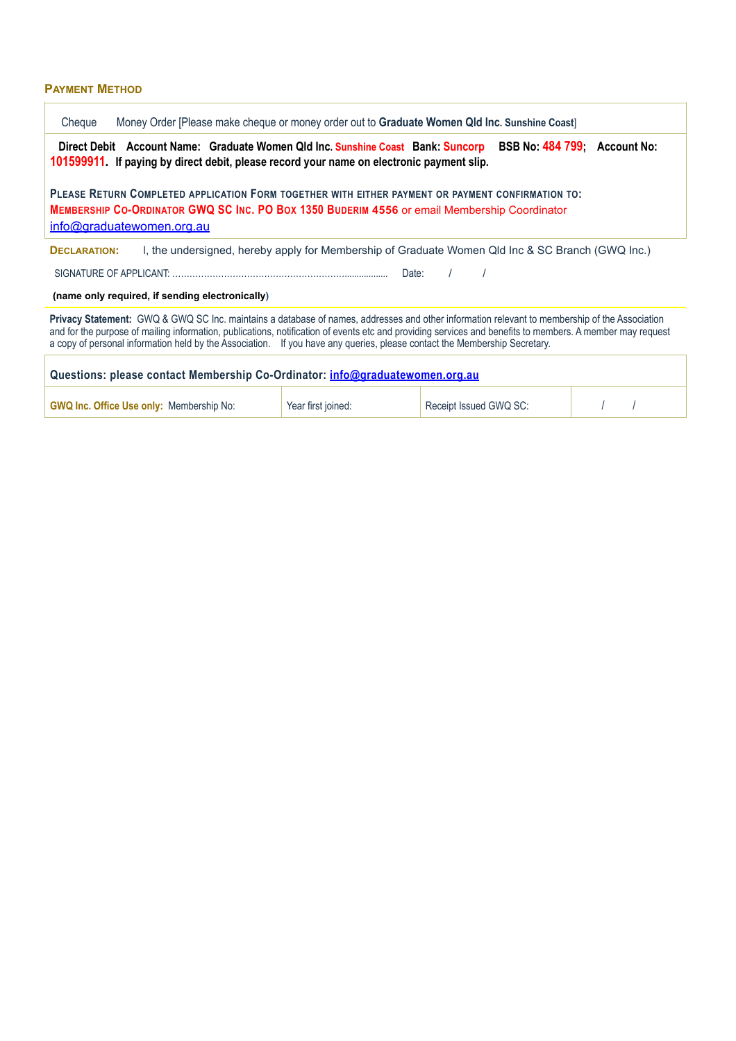## Payment Method

Cheque   Money Order [Please make cheque or money order out to **Graduate Women Qld Inc. Sunshine Coast**]

**Direct Debit   Account Name: Graduate Women Qld Inc. Sunshine Coast   Bank: Suncorp   BSB No: 484 799;   Account No: 101599911. If paying by direct debit, please record your name on electronic payment slip.**

**Please Return Completed application Form together with either payment or payment confirmation to:**
**Membership Co-Ordinator GWQ SC Inc. PO Box 1350 Buderim 4556** or email Membership Coordinator
info@graduatewomen.org.au

**Declaration:** I, the undersigned, hereby apply for Membership of Graduate Women Qld Inc & SC Branch (GWQ Inc.)

SIGNATURE OF APPLICANT: ........................................................................... Date: / /

**(name only required, if sending electronically)**

**Privacy Statement:** GWQ & GWQ SC Inc. maintains a database of names, addresses and other information relevant to membership of the Association and for the purpose of mailing information, publications, notification of events etc and providing services and benefits to members. A member may request a copy of personal information held by the Association. If you have any queries, please contact the Membership Secretary.

**Questions: please contact Membership Co-Ordinator: info@graduatewomen.org.au**

| | | | |
|---|---|---|---|
| **GWQ Inc. Office Use only:** Membership No: | Year first joined: | Receipt Issued GWQ SC: | / / |